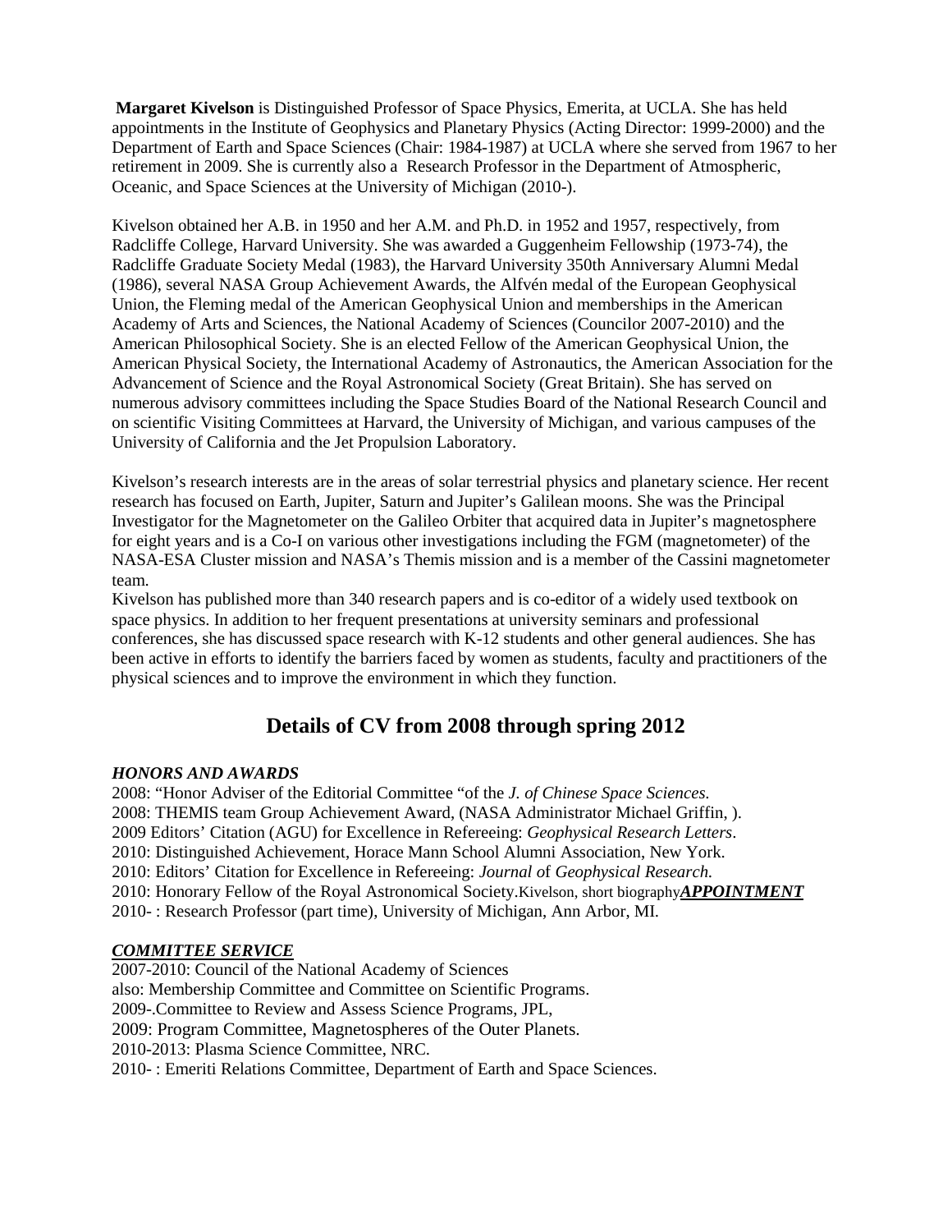**Margaret Kivelson** is Distinguished Professor of Space Physics, Emerita, at UCLA. She has held appointments in the Institute of Geophysics and Planetary Physics (Acting Director: 1999-2000) and the Department of Earth and Space Sciences (Chair: 1984-1987) at UCLA where she served from 1967 to her retirement in 2009. She is currently also a Research Professor in the Department of Atmospheric, Oceanic, and Space Sciences at the University of Michigan (2010-).

Kivelson obtained her A.B. in 1950 and her A.M. and Ph.D. in 1952 and 1957, respectively, from Radcliffe College, Harvard University. She was awarded a Guggenheim Fellowship (1973-74), the Radcliffe Graduate Society Medal (1983), the Harvard University 350th Anniversary Alumni Medal (1986), several NASA Group Achievement Awards, the Alfvén medal of the European Geophysical Union, the Fleming medal of the American Geophysical Union and memberships in the American Academy of Arts and Sciences, the National Academy of Sciences (Councilor 2007-2010) and the American Philosophical Society. She is an elected Fellow of the American Geophysical Union, the American Physical Society, the International Academy of Astronautics, the American Association for the Advancement of Science and the Royal Astronomical Society (Great Britain). She has served on numerous advisory committees including the Space Studies Board of the National Research Council and on scientific Visiting Committees at Harvard, the University of Michigan, and various campuses of the University of California and the Jet Propulsion Laboratory.

Kivelson's research interests are in the areas of solar terrestrial physics and planetary science. Her recent research has focused on Earth, Jupiter, Saturn and Jupiter's Galilean moons. She was the Principal Investigator for the Magnetometer on the Galileo Orbiter that acquired data in Jupiter's magnetosphere for eight years and is a Co-I on various other investigations including the FGM (magnetometer) of the NASA-ESA Cluster mission and NASA's Themis mission and is a member of the Cassini magnetometer team.

Kivelson has published more than 340 research papers and is co-editor of a widely used textbook on space physics. In addition to her frequent presentations at university seminars and professional conferences, she has discussed space research with K-12 students and other general audiences. She has been active in efforts to identify the barriers faced by women as students, faculty and practitioners of the physical sciences and to improve the environment in which they function.

## Details of CV from 2008 through spring 2012

***HONORS AND AWARDS***

2008: "Honor Adviser of the Editorial Committee "of the *J. of Chinese Space Sciences.*
2008: THEMIS team Group Achievement Award, (NASA Administrator Michael Griffin, ).
2009 Editors' Citation (AGU) for Excellence in Refereeing: *Geophysical Research Letters*.
2010: Distinguished Achievement, Horace Mann School Alumni Association, New York.
2010: Editors' Citation for Excellence in Refereeing: *Journal o*f *Geophysical Research.*
2010: Honorary Fellow of the Royal Astronomical Society.Kivelson, short biography***APPOINTMENT***
2010- : Research Professor (part time), University of Michigan, Ann Arbor, MI.

***COMMITTEE SERVICE***

2007-2010: Council of the National Academy of Sciences
also: Membership Committee and Committee on Scientific Programs.
2009-.Committee to Review and Assess Science Programs, JPL,
2009: Program Committee, Magnetospheres of the Outer Planets.
2010-2013: Plasma Science Committee, NRC.
2010- : Emeriti Relations Committee, Department of Earth and Space Sciences.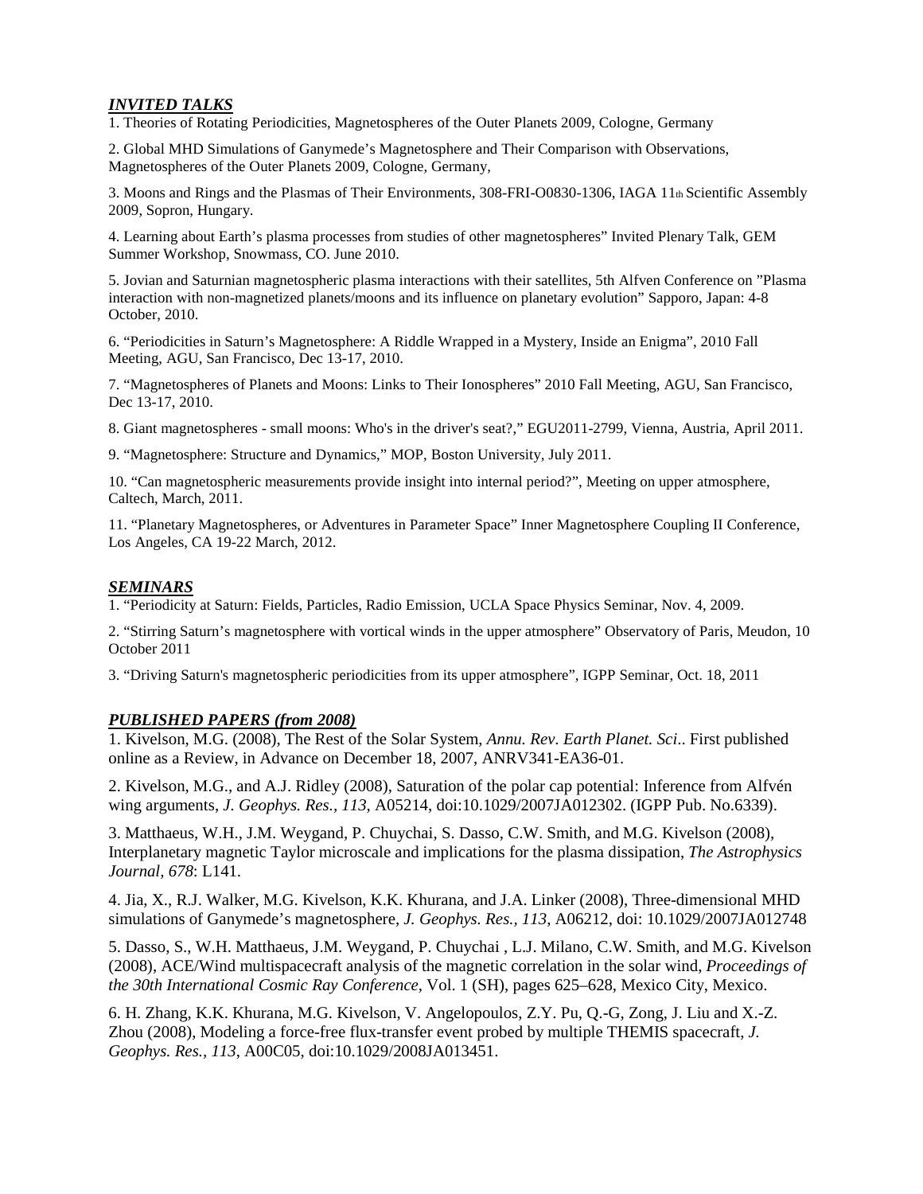## *INVITED TALKS*

1. Theories of Rotating Periodicities, Magnetospheres of the Outer Planets 2009, Cologne, Germany

2. Global MHD Simulations of Ganymede's Magnetosphere and Their Comparison with Observations, Magnetospheres of the Outer Planets 2009, Cologne, Germany,

3. Moons and Rings and the Plasmas of Their Environments, 308-FRI-O0830-1306, IAGA 11th Scientific Assembly 2009, Sopron, Hungary.

4. Learning about Earth's plasma processes from studies of other magnetospheres" Invited Plenary Talk, GEM Summer Workshop, Snowmass, CO. June 2010.

5. Jovian and Saturnian magnetospheric plasma interactions with their satellites, 5th Alfven Conference on "Plasma interaction with non-magnetized planets/moons and its influence on planetary evolution" Sapporo, Japan: 4-8 October, 2010.

6. "Periodicities in Saturn's Magnetosphere: A Riddle Wrapped in a Mystery, Inside an Enigma", 2010 Fall Meeting, AGU, San Francisco, Dec 13-17, 2010.

7. "Magnetospheres of Planets and Moons: Links to Their Ionospheres" 2010 Fall Meeting, AGU, San Francisco, Dec 13-17, 2010.

8. Giant magnetospheres - small moons: Who's in the driver's seat?," EGU2011-2799, Vienna, Austria, April 2011.

9. "Magnetosphere: Structure and Dynamics," MOP, Boston University, July 2011.

10. "Can magnetospheric measurements provide insight into internal period?", Meeting on upper atmosphere, Caltech, March, 2011.

11. "Planetary Magnetospheres, or Adventures in Parameter Space" Inner Magnetosphere Coupling II Conference, Los Angeles, CA 19-22 March, 2012.

## *SEMINARS*

1. "Periodicity at Saturn: Fields, Particles, Radio Emission, UCLA Space Physics Seminar, Nov. 4, 2009.

2. "Stirring Saturn's magnetosphere with vortical winds in the upper atmosphere" Observatory of Paris, Meudon, 10 October 2011

3. "Driving Saturn's magnetospheric periodicities from its upper atmosphere", IGPP Seminar, Oct. 18, 2011

## *PUBLISHED PAPERS (from 2008)*

1. Kivelson, M.G. (2008), The Rest of the Solar System, *Annu. Rev. Earth Planet. Sci.*. First published online as a Review, in Advance on December 18, 2007, ANRV341-EA36-01.

2. Kivelson, M.G., and A.J. Ridley (2008), Saturation of the polar cap potential: Inference from Alfvén wing arguments, *J. Geophys. Res., 113*, A05214, doi:10.1029/2007JA012302. (IGPP Pub. No.6339).

3. Matthaeus, W.H., J.M. Weygand, P. Chuychai, S. Dasso, C.W. Smith, and M.G. Kivelson (2008), Interplanetary magnetic Taylor microscale and implications for the plasma dissipation, *The Astrophysics Journal, 678*: L141.

4. Jia, X., R.J. Walker, M.G. Kivelson, K.K. Khurana, and J.A. Linker (2008), Three-dimensional MHD simulations of Ganymede's magnetosphere, *J. Geophys. Res., 113*, A06212, doi: 10.1029/2007JA012748

5. Dasso, S., W.H. Matthaeus, J.M. Weygand, P. Chuychai , L.J. Milano, C.W. Smith, and M.G. Kivelson (2008), ACE/Wind multispacecraft analysis of the magnetic correlation in the solar wind, *Proceedings of the 30th International Cosmic Ray Conference*, Vol. 1 (SH), pages 625–628, Mexico City, Mexico.

6. H. Zhang, K.K. Khurana, M.G. Kivelson, V. Angelopoulos, Z.Y. Pu, Q.-G, Zong, J. Liu and X.-Z. Zhou (2008), Modeling a force-free flux-transfer event probed by multiple THEMIS spacecraft, *J. Geophys. Res., 113*, A00C05, doi:10.1029/2008JA013451.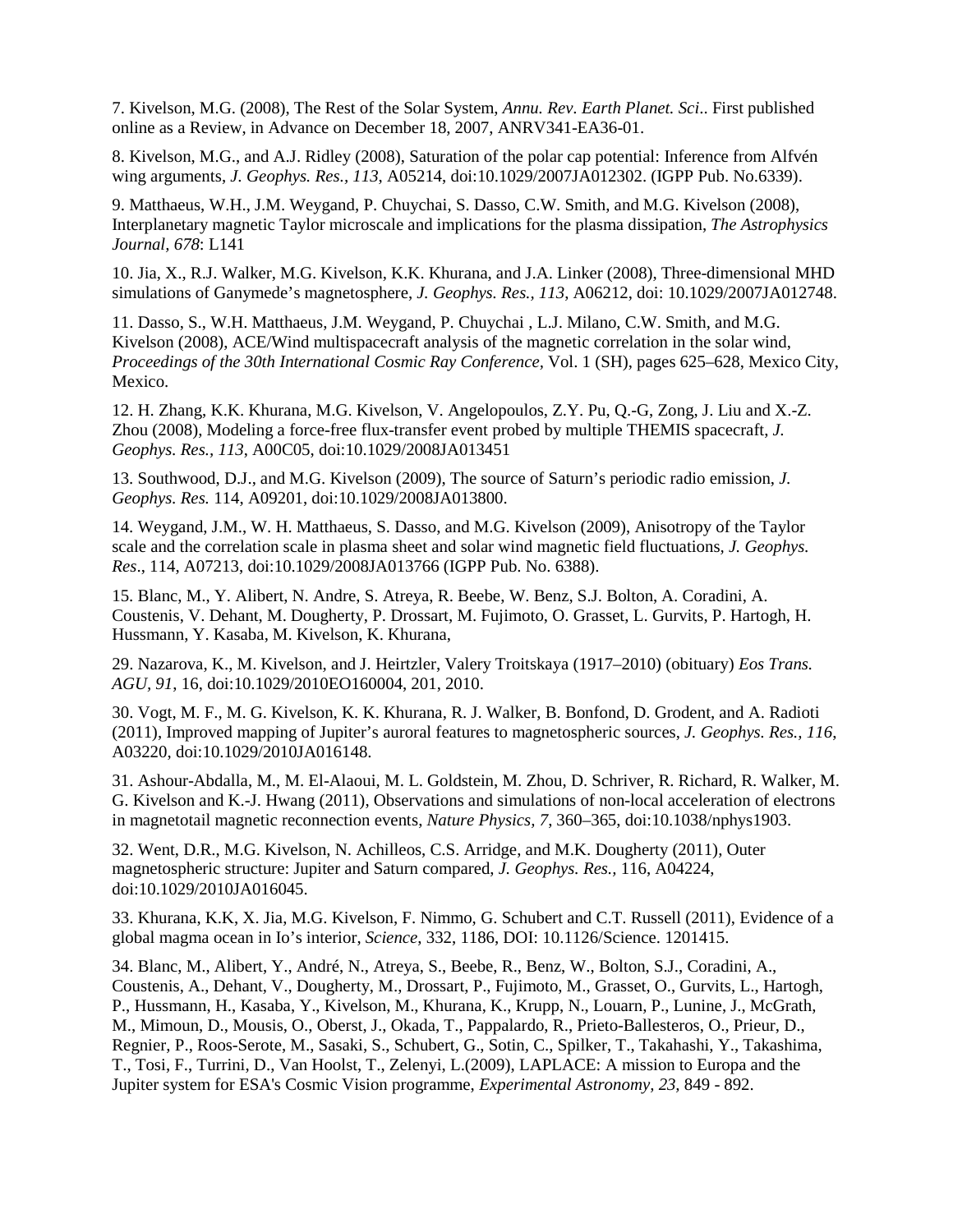7. Kivelson, M.G. (2008), The Rest of the Solar System, *Annu. Rev. Earth Planet. Sci.*. First published online as a Review, in Advance on December 18, 2007, ANRV341-EA36-01.

8. Kivelson, M.G., and A.J. Ridley (2008), Saturation of the polar cap potential: Inference from Alfvén wing arguments, *J. Geophys. Res., 113*, A05214, doi:10.1029/2007JA012302. (IGPP Pub. No.6339).

9. Matthaeus, W.H., J.M. Weygand, P. Chuychai, S. Dasso, C.W. Smith, and M.G. Kivelson (2008), Interplanetary magnetic Taylor microscale and implications for the plasma dissipation, *The Astrophysics Journal, 678*: L141

10. Jia, X., R.J. Walker, M.G. Kivelson, K.K. Khurana, and J.A. Linker (2008), Three-dimensional MHD simulations of Ganymede's magnetosphere, *J. Geophys. Res.*, *113*, A06212, doi: 10.1029/2007JA012748.

11. Dasso, S., W.H. Matthaeus, J.M. Weygand, P. Chuychai , L.J. Milano, C.W. Smith, and M.G. Kivelson (2008), ACE/Wind multispacecraft analysis of the magnetic correlation in the solar wind, *Proceedings of the 30th International Cosmic Ray Conference*, Vol. 1 (SH), pages 625–628, Mexico City, Mexico.

12. H. Zhang, K.K. Khurana, M.G. Kivelson, V. Angelopoulos, Z.Y. Pu, Q.-G, Zong, J. Liu and X.-Z. Zhou (2008), Modeling a force-free flux-transfer event probed by multiple THEMIS spacecraft, *J. Geophys. Res.*, *113*, A00C05, doi:10.1029/2008JA013451

13. Southwood, D.J., and M.G. Kivelson (2009), The source of Saturn's periodic radio emission, *J. Geophys. Res.* 114, A09201, doi:10.1029/2008JA013800.

14. Weygand, J.M., W. H. Matthaeus, S. Dasso, and M.G. Kivelson (2009), Anisotropy of the Taylor scale and the correlation scale in plasma sheet and solar wind magnetic field fluctuations, *J. Geophys. Res*., 114, A07213, doi:10.1029/2008JA013766 (IGPP Pub. No. 6388).

15. Blanc, M., Y. Alibert, N. Andre, S. Atreya, R. Beebe, W. Benz, S.J. Bolton, A. Coradini, A. Coustenis, V. Dehant, M. Dougherty, P. Drossart, M. Fujimoto, O. Grasset, L. Gurvits, P. Hartogh, H. Hussmann, Y. Kasaba, M. Kivelson, K. Khurana,

29. Nazarova, K., M. Kivelson, and J. Heirtzler, Valery Troitskaya (1917–2010) (obituary) *Eos Trans. AGU, 91*, 16, doi:10.1029/2010EO160004, 201, 2010.

30. Vogt, M. F., M. G. Kivelson, K. K. Khurana, R. J. Walker, B. Bonfond, D. Grodent, and A. Radioti (2011), Improved mapping of Jupiter's auroral features to magnetospheric sources, *J. Geophys. Res., 116*, A03220, doi:10.1029/2010JA016148.

31. Ashour-Abdalla, M., M. El-Alaoui, M. L. Goldstein, M. Zhou, D. Schriver, R. Richard, R. Walker, M. G. Kivelson and K.-J. Hwang (2011), Observations and simulations of non-local acceleration of electrons in magnetotail magnetic reconnection events, *Nature Physics, 7*, 360–365, doi:10.1038/nphys1903.

32. Went, D.R., M.G. Kivelson, N. Achilleos, C.S. Arridge, and M.K. Dougherty (2011), Outer magnetospheric structure: Jupiter and Saturn compared, *J. Geophys. Res.,* 116, A04224, doi:10.1029/2010JA016045.

33. Khurana, K.K, X. Jia, M.G. Kivelson, F. Nimmo, G. Schubert and C.T. Russell (2011), Evidence of a global magma ocean in Io's interior, *Science*, 332, 1186, DOI: 10.1126/Science. 1201415.

34. Blanc, M., Alibert, Y., André, N., Atreya, S., Beebe, R., Benz, W., Bolton, S.J., Coradini, A., Coustenis, A., Dehant, V., Dougherty, M., Drossart, P., Fujimoto, M., Grasset, O., Gurvits, L., Hartogh, P., Hussmann, H., Kasaba, Y., Kivelson, M., Khurana, K., Krupp, N., Louarn, P., Lunine, J., McGrath, M., Mimoun, D., Mousis, O., Oberst, J., Okada, T., Pappalardo, R., Prieto-Ballesteros, O., Prieur, D., Regnier, P., Roos-Serote, M., Sasaki, S., Schubert, G., Sotin, C., Spilker, T., Takahashi, Y., Takashima, T., Tosi, F., Turrini, D., Van Hoolst, T., Zelenyi, L.(2009), LAPLACE: A mission to Europa and the Jupiter system for ESA's Cosmic Vision programme, *Experimental Astronomy, 23*, 849 - 892.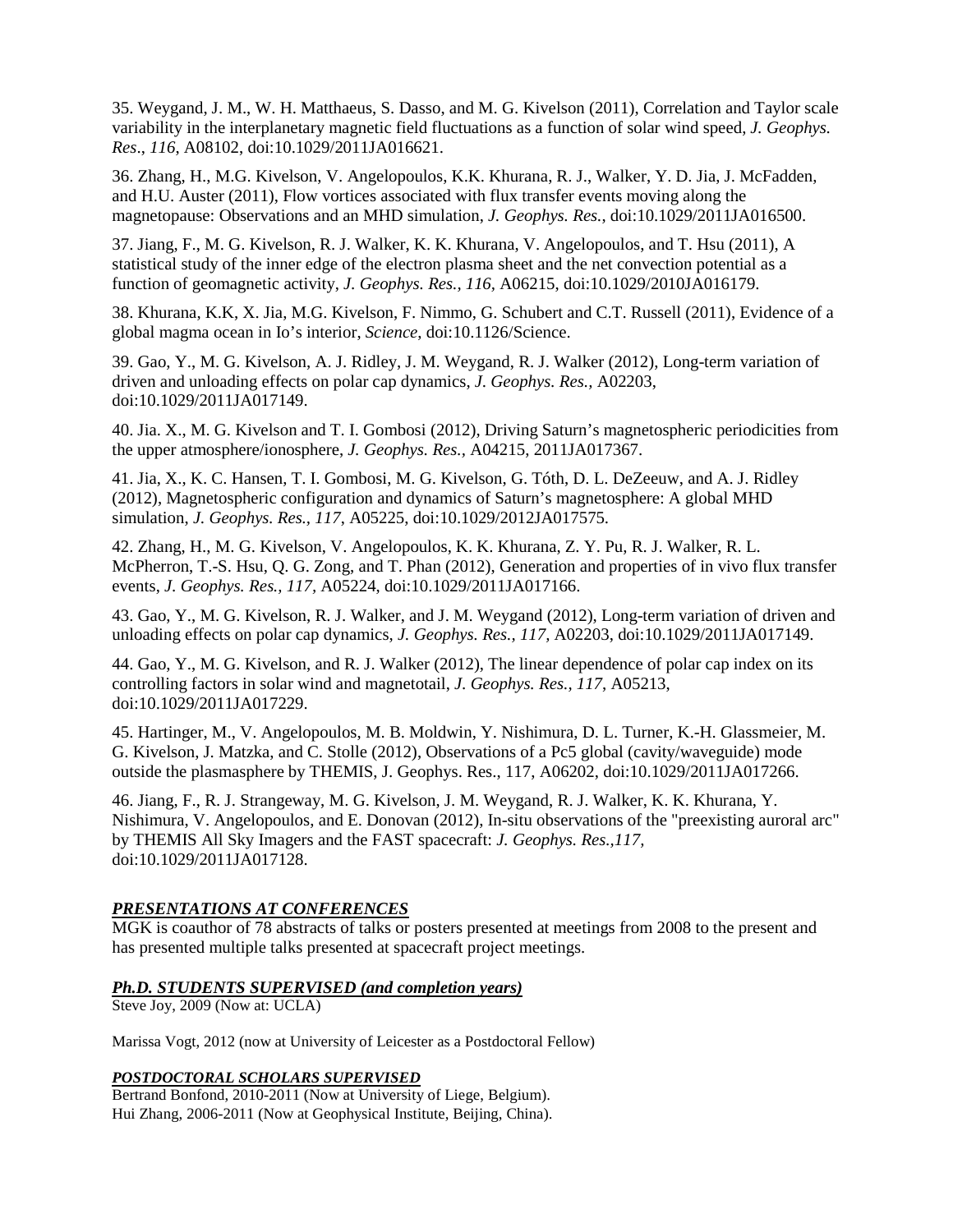35. Weygand, J. M., W. H. Matthaeus, S. Dasso, and M. G. Kivelson (2011), Correlation and Taylor scale variability in the interplanetary magnetic field fluctuations as a function of solar wind speed, *J. Geophys. Res*., *116*, A08102, doi:10.1029/2011JA016621.

36. Zhang, H., M.G. Kivelson, V. Angelopoulos, K.K. Khurana, R. J., Walker, Y. D. Jia, J. McFadden, and H.U. Auster (2011), Flow vortices associated with flux transfer events moving along the magnetopause: Observations and an MHD simulation, *J. Geophys. Res.*, doi:10.1029/2011JA016500.

37. Jiang, F., M. G. Kivelson, R. J. Walker, K. K. Khurana, V. Angelopoulos, and T. Hsu (2011), A statistical study of the inner edge of the electron plasma sheet and the net convection potential as a function of geomagnetic activity, *J. Geophys. Res., 116*, A06215, doi:10.1029/2010JA016179.

38. Khurana, K.K, X. Jia, M.G. Kivelson, F. Nimmo, G. Schubert and C.T. Russell (2011), Evidence of a global magma ocean in Io's interior, *Science,* doi:10.1126/Science.

39. Gao, Y., M. G. Kivelson, A. J. Ridley, J. M. Weygand, R. J. Walker (2012), Long-term variation of driven and unloading effects on polar cap dynamics, *J. Geophys. Res.,* A02203, doi:10.1029/2011JA017149.

40. Jia. X., M. G. Kivelson and T. I. Gombosi (2012), Driving Saturn's magnetospheric periodicities from the upper atmosphere/ionosphere, *J. Geophys. Res.*, A04215, 2011JA017367.

41. Jia, X., K. C. Hansen, T. I. Gombosi, M. G. Kivelson, G. Tóth, D. L. DeZeeuw, and A. J. Ridley (2012), Magnetospheric configuration and dynamics of Saturn's magnetosphere: A global MHD simulation, *J. Geophys. Res., 117*, A05225, doi:10.1029/2012JA017575.

42. Zhang, H., M. G. Kivelson, V. Angelopoulos, K. K. Khurana, Z. Y. Pu, R. J. Walker, R. L. McPherron, T.-S. Hsu, Q. G. Zong, and T. Phan (2012), Generation and properties of in vivo flux transfer events, *J. Geophys. Res., 117,* A05224, doi:10.1029/2011JA017166.

43. Gao, Y., M. G. Kivelson, R. J. Walker, and J. M. Weygand (2012), Long-term variation of driven and unloading effects on polar cap dynamics, *J. Geophys. Res., 117*, A02203, doi:10.1029/2011JA017149.

44. Gao, Y., M. G. Kivelson, and R. J. Walker (2012), The linear dependence of polar cap index on its controlling factors in solar wind and magnetotail, *J. Geophys. Res., 117*, A05213, doi:10.1029/2011JA017229.

45. Hartinger, M., V. Angelopoulos, M. B. Moldwin, Y. Nishimura, D. L. Turner, K.-H. Glassmeier, M. G. Kivelson, J. Matzka, and C. Stolle (2012), Observations of a Pc5 global (cavity/waveguide) mode outside the plasmasphere by THEMIS, J. Geophys. Res., 117, A06202, doi:10.1029/2011JA017266.

46. Jiang, F., R. J. Strangeway, M. G. Kivelson, J. M. Weygand, R. J. Walker, K. K. Khurana, Y. Nishimura, V. Angelopoulos, and E. Donovan (2012), In-situ observations of the "preexisting auroral arc" by THEMIS All Sky Imagers and the FAST spacecraft: *J. Geophys. Res.,117*, doi:10.1029/2011JA017128.

### ***PRESENTATIONS AT CONFERENCES***

MGK is coauthor of 78 abstracts of talks or posters presented at meetings from 2008 to the present and has presented multiple talks presented at spacecraft project meetings.

### ***Ph.D. STUDENTS SUPERVISED (and completion years)***

Steve Joy, 2009 (Now at: UCLA)

Marissa Vogt, 2012 (now at University of Leicester as a Postdoctoral Fellow)

### ***POSTDOCTORAL SCHOLARS SUPERVISED***

Bertrand Bonfond, 2010-2011 (Now at University of Liege, Belgium).
Hui Zhang, 2006-2011 (Now at Geophysical Institute, Beijing, China).